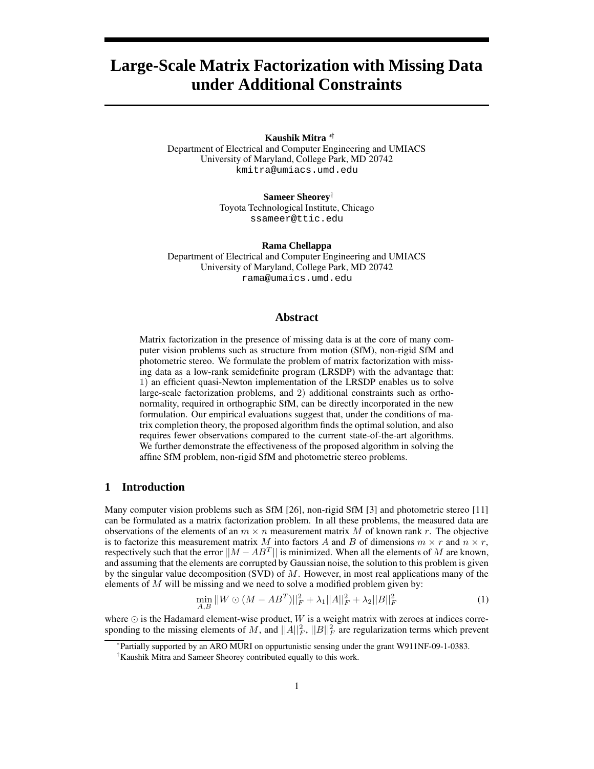# Large-Scale Matrix Factorization with Missing Data under Additional Constraints

**Kaushik Mitra** [*†]
Department of Electrical and Computer Engineering and UMIACS
University of Maryland, College Park, MD 20742
kmitra@umiacs.umd.edu

**Sameer Sheorey**[†]
Toyota Technological Institute, Chicago
ssameer@ttic.edu

**Rama Chellappa**
Department of Electrical and Computer Engineering and UMIACS
University of Maryland, College Park, MD 20742
rama@umaics.umd.edu

## Abstract

Matrix factorization in the presence of missing data is at the core of many computer vision problems such as structure from motion (SfM), non-rigid SfM and photometric stereo. We formulate the problem of matrix factorization with missing data as a low-rank semidefinite program (LRSDP) with the advantage that: 1) an efficient quasi-Newton implementation of the LRSDP enables us to solve large-scale factorization problems, and 2) additional constraints such as orthonormality, required in orthographic SfM, can be directly incorporated in the new formulation. Our empirical evaluations suggest that, under the conditions of matrix completion theory, the proposed algorithm finds the optimal solution, and also requires fewer observations compared to the current state-of-the-art algorithms. We further demonstrate the effectiveness of the proposed algorithm in solving the affine SfM problem, non-rigid SfM and photometric stereo problems.

## 1 Introduction

Many computer vision problems such as SfM [26], non-rigid SfM [3] and photometric stereo [11] can be formulated as a matrix factorization problem. In all these problems, the measured data are observations of the elements of an $m \times n$ measurement matrix $M$ of known rank $r$. The objective is to factorize this measurement matrix $M$ into factors $A$ and $B$ of dimensions $m \times r$ and $n \times r$, respectively such that the error $||M - AB^T||$ is minimized. When all the elements of $M$ are known, and assuming that the elements are corrupted by Gaussian noise, the solution to this problem is given by the singular value decomposition (SVD) of $M$. However, in most real applications many of the elements of $M$ will be missing and we need to solve a modified problem given by:

$$\min_{A,B} ||W \odot (M - AB^T)||_F^2 + \lambda_1 ||A||_F^2 + \lambda_2 ||B||_F^2 \tag{1}$$

where $\odot$ is the Hadamard element-wise product, $W$ is a weight matrix with zeroes at indices corresponding to the missing elements of $M$, and $||A||_F^2$, $||B||_F^2$ are regularization terms which prevent

[*]Partially supported by an ARO MURI on oppurtunistic sensing under the grant W911NF-09-1-0383.

[†]Kaushik Mitra and Sameer Sheorey contributed equally to this work.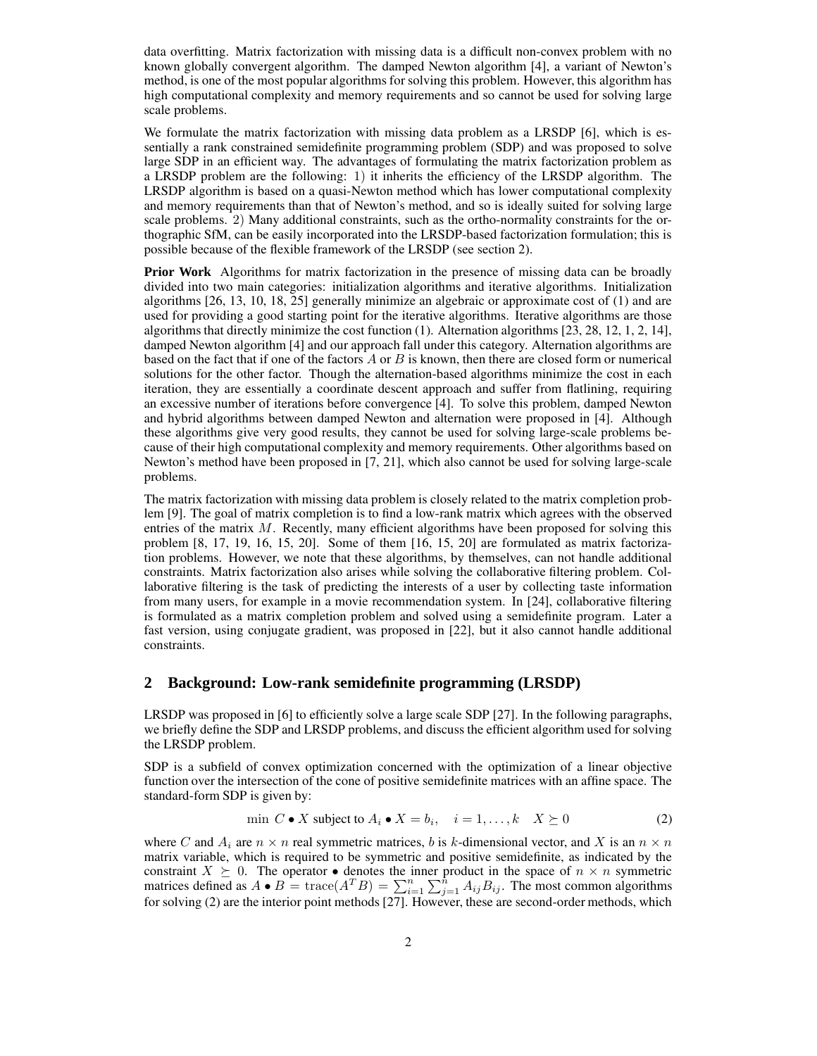data overfitting. Matrix factorization with missing data is a difficult non-convex problem with no known globally convergent algorithm. The damped Newton algorithm [4], a variant of Newton's method, is one of the most popular algorithms for solving this problem. However, this algorithm has high computational complexity and memory requirements and so cannot be used for solving large scale problems.

We formulate the matrix factorization with missing data problem as a LRSDP [6], which is essentially a rank constrained semidefinite programming problem (SDP) and was proposed to solve large SDP in an efficient way. The advantages of formulating the matrix factorization problem as a LRSDP problem are the following: 1) it inherits the efficiency of the LRSDP algorithm. The LRSDP algorithm is based on a quasi-Newton method which has lower computational complexity and memory requirements than that of Newton's method, and so is ideally suited for solving large scale problems. 2) Many additional constraints, such as the ortho-normality constraints for the orthographic SfM, can be easily incorporated into the LRSDP-based factorization formulation; this is possible because of the flexible framework of the LRSDP (see section 2).

**Prior Work** Algorithms for matrix factorization in the presence of missing data can be broadly divided into two main categories: initialization algorithms and iterative algorithms. Initialization algorithms [26, 13, 10, 18, 25] generally minimize an algebraic or approximate cost of (1) and are used for providing a good starting point for the iterative algorithms. Iterative algorithms are those algorithms that directly minimize the cost function (1). Alternation algorithms [23, 28, 12, 1, 2, 14], damped Newton algorithm [4] and our approach fall under this category. Alternation algorithms are based on the fact that if one of the factors $A$ or $B$ is known, then there are closed form or numerical solutions for the other factor. Though the alternation-based algorithms minimize the cost in each iteration, they are essentially a coordinate descent approach and suffer from flatlining, requiring an excessive number of iterations before convergence [4]. To solve this problem, damped Newton and hybrid algorithms between damped Newton and alternation were proposed in [4]. Although these algorithms give very good results, they cannot be used for solving large-scale problems because of their high computational complexity and memory requirements. Other algorithms based on Newton's method have been proposed in [7, 21], which also cannot be used for solving large-scale problems.

The matrix factorization with missing data problem is closely related to the matrix completion problem [9]. The goal of matrix completion is to find a low-rank matrix which agrees with the observed entries of the matrix $M$. Recently, many efficient algorithms have been proposed for solving this problem [8, 17, 19, 16, 15, 20]. Some of them [16, 15, 20] are formulated as matrix factorization problems. However, we note that these algorithms, by themselves, can not handle additional constraints. Matrix factorization also arises while solving the collaborative filtering problem. Collaborative filtering is the task of predicting the interests of a user by collecting taste information from many users, for example in a movie recommendation system. In [24], collaborative filtering is formulated as a matrix completion problem and solved using a semidefinite program. Later a fast version, using conjugate gradient, was proposed in [22], but it also cannot handle additional constraints.

## 2 Background: Low-rank semidefinite programming (LRSDP)

LRSDP was proposed in [6] to efficiently solve a large scale SDP [27]. In the following paragraphs, we briefly define the SDP and LRSDP problems, and discuss the efficient algorithm used for solving the LRSDP problem.

SDP is a subfield of convex optimization concerned with the optimization of a linear objective function over the intersection of the cone of positive semidefinite matrices with an affine space. The standard-form SDP is given by:

$$\min \; C \bullet X \text{ subject to } A_i \bullet X = b_i, \quad i = 1, \ldots, k \quad X \succeq 0 \tag{2}$$

where $C$ and $A_i$ are $n \times n$ real symmetric matrices, $b$ is $k$-dimensional vector, and $X$ is an $n \times n$ matrix variable, which is required to be symmetric and positive semidefinite, as indicated by the constraint $X \succeq 0$. The operator $\bullet$ denotes the inner product in the space of $n \times n$ symmetric matrices defined as $A \bullet B = \operatorname{trace}(A^T B) = \sum_{i=1}^{n} \sum_{j=1}^{n} A_{ij} B_{ij}$. The most common algorithms for solving (2) are the interior point methods [27]. However, these are second-order methods, which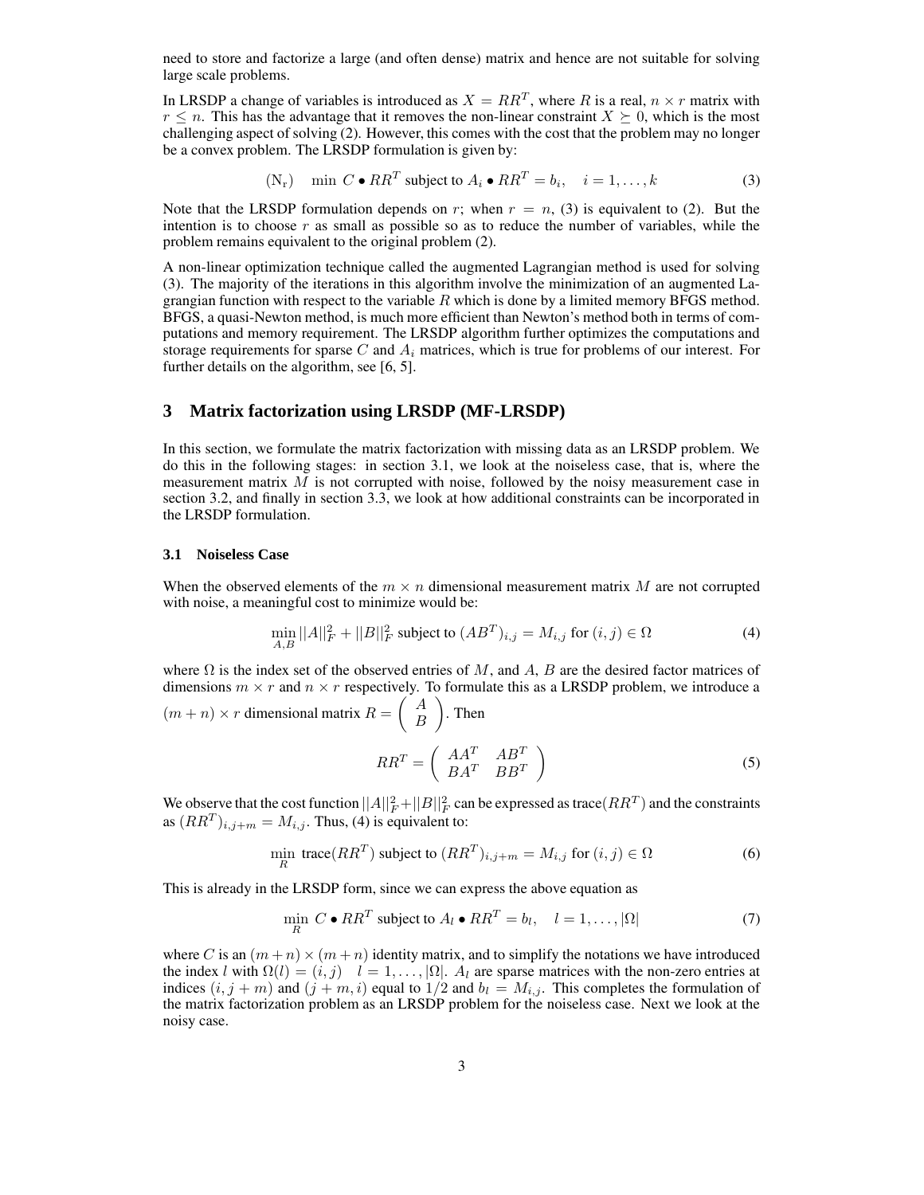need to store and factorize a large (and often dense) matrix and hence are not suitable for solving large scale problems.

In LRSDP a change of variables is introduced as $X = RR^T$, where $R$ is a real, $n \times r$ matrix with $r \leq n$. This has the advantage that it removes the non-linear constraint $X \succeq 0$, which is the most challenging aspect of solving (2). However, this comes with the cost that the problem may no longer be a convex problem. The LRSDP formulation is given by:

$$(\mathrm{N_r}) \quad \min \; C \bullet RR^T \text{ subject to } A_i \bullet RR^T = b_i, \quad i = 1, \ldots, k \tag{3}$$

Note that the LRSDP formulation depends on $r$; when $r = n$, (3) is equivalent to (2). But the intention is to choose $r$ as small as possible so as to reduce the number of variables, while the problem remains equivalent to the original problem (2).

A non-linear optimization technique called the augmented Lagrangian method is used for solving (3). The majority of the iterations in this algorithm involve the minimization of an augmented Lagrangian function with respect to the variable $R$ which is done by a limited memory BFGS method. BFGS, a quasi-Newton method, is much more efficient than Newton's method both in terms of computations and memory requirement. The LRSDP algorithm further optimizes the computations and storage requirements for sparse $C$ and $A_i$ matrices, which is true for problems of our interest. For further details on the algorithm, see [6, 5].

## 3 Matrix factorization using LRSDP (MF-LRSDP)

In this section, we formulate the matrix factorization with missing data as an LRSDP problem. We do this in the following stages: in section 3.1, we look at the noiseless case, that is, where the measurement matrix $M$ is not corrupted with noise, followed by the noisy measurement case in section 3.2, and finally in section 3.3, we look at how additional constraints can be incorporated in the LRSDP formulation.

### 3.1 Noiseless Case

When the observed elements of the $m \times n$ dimensional measurement matrix $M$ are not corrupted with noise, a meaningful cost to minimize would be:

$$\min_{A,B} ||A||_F^2 + ||B||_F^2 \text{ subject to } (AB^T)_{i,j} = M_{i,j} \text{ for } (i,j) \in \Omega \tag{4}$$

where $\Omega$ is the index set of the observed entries of $M$, and $A$, $B$ are the desired factor matrices of dimensions $m \times r$ and $n \times r$ respectively. To formulate this as a LRSDP problem, we introduce a $(m+n) \times r$ dimensional matrix $R = \begin{pmatrix} A \\ B \end{pmatrix}$. Then

$$RR^T = \begin{pmatrix} AA^T & AB^T \\ BA^T & BB^T \end{pmatrix} \tag{5}$$

We observe that the cost function $||A||_F^2 + ||B||_F^2$ can be expressed as trace$(RR^T)$ and the constraints as $(RR^T)_{i,j+m} = M_{i,j}$. Thus, (4) is equivalent to:

$$\min_R \; \text{trace}(RR^T) \text{ subject to } (RR^T)_{i,j+m} = M_{i,j} \text{ for } (i,j) \in \Omega \tag{6}$$

This is already in the LRSDP form, since we can express the above equation as

$$\min_R \; C \bullet RR^T \text{ subject to } A_l \bullet RR^T = b_l, \quad l = 1, \ldots, |\Omega| \tag{7}$$

where $C$ is an $(m+n) \times (m+n)$ identity matrix, and to simplify the notations we have introduced the index $l$ with $\Omega(l) = (i,j) \quad l = 1, \ldots, |\Omega|$. $A_l$ are sparse matrices with the non-zero entries at indices $(i, j+m)$ and $(j+m, i)$ equal to $1/2$ and $b_l = M_{i,j}$. This completes the formulation of the matrix factorization problem as an LRSDP problem for the noiseless case. Next we look at the noisy case.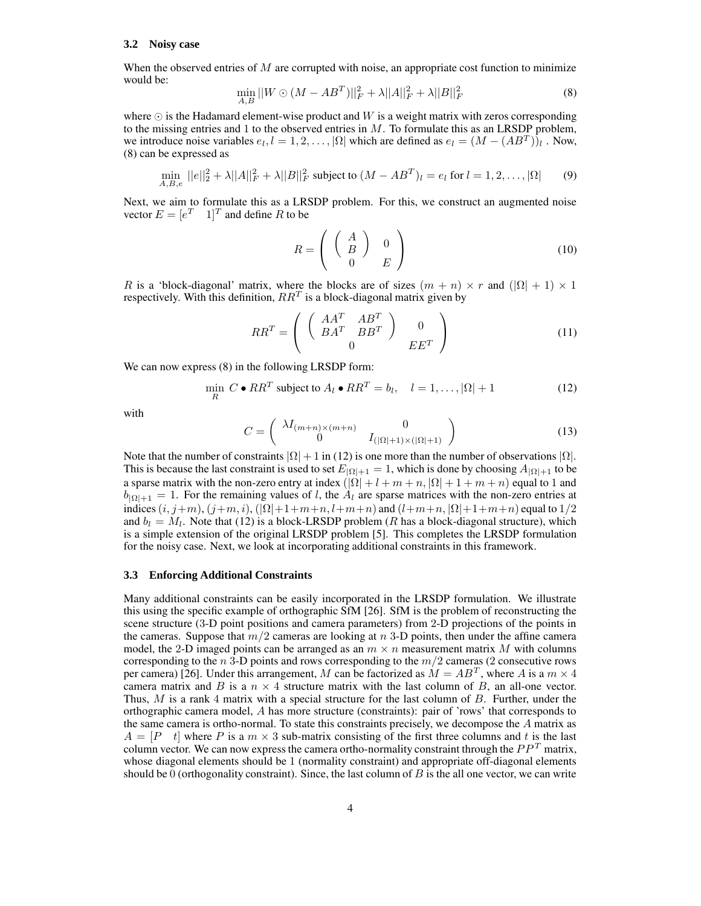### 3.2 Noisy case

When the observed entries of $M$ are corrupted with noise, an appropriate cost function to minimize would be:

$$\min_{A,B} ||W \odot (M - AB^T)||_F^2 + \lambda||A||_F^2 + \lambda||B||_F^2 \tag{8}$$

where $\odot$ is the Hadamard element-wise product and $W$ is a weight matrix with zeros corresponding to the missing entries and 1 to the observed entries in $M$. To formulate this as an LRSDP problem, we introduce noise variables $e_l, l = 1, 2, \ldots, |\Omega|$ which are defined as $e_l = (M - (AB^T))_l$ . Now, (8) can be expressed as

$$\min_{A,B,e} ||e||_2^2 + \lambda||A||_F^2 + \lambda||B||_F^2 \text{ subject to } (M - AB^T)_l = e_l \text{ for } l = 1, 2, \ldots, |\Omega| \tag{9}$$

Next, we aim to formulate this as a LRSDP problem. For this, we construct an augmented noise vector $E = [e^T \quad 1]^T$ and define $R$ to be

$$R = \begin{pmatrix} \begin{pmatrix} A \\ B \end{pmatrix} & 0 \\ 0 & E \end{pmatrix} \tag{10}$$

$R$ is a 'block-diagonal' matrix, where the blocks are of sizes $(m + n) \times r$ and $(|\Omega| + 1) \times 1$ respectively. With this definition, $RR^T$ is a block-diagonal matrix given by

$$RR^T = \begin{pmatrix} \begin{pmatrix} AA^T & AB^T \\ BA^T & BB^T \end{pmatrix} & 0 \\ 0 & EE^T \end{pmatrix} \tag{11}$$

We can now express (8) in the following LRSDP form:

$$\min_R \; C \bullet RR^T \text{ subject to } A_l \bullet RR^T = b_l, \quad l = 1, \ldots, |\Omega| + 1 \tag{12}$$

with

$$C = \begin{pmatrix} \lambda I_{(m+n)\times(m+n)} & 0 \\ 0 & I_{(|\Omega|+1)\times(|\Omega|+1)} \end{pmatrix} \tag{13}$$

Note that the number of constraints $|\Omega| + 1$ in (12) is one more than the number of observations $|\Omega|$. This is because the last constraint is used to set $E_{|\Omega|+1} = 1$, which is done by choosing $A_{|\Omega|+1}$ to be a sparse matrix with the non-zero entry at index $(|\Omega| + l + m + n, |\Omega| + 1 + m + n)$ equal to 1 and $b_{|\Omega|+1} = 1$. For the remaining values of $l$, the $A_l$ are sparse matrices with the non-zero entries at indices $(i, j+m)$, $(j+m, i)$, $(|\Omega|+1+m+n, l+m+n)$ and $(l+m+n, |\Omega|+1+m+n)$ equal to $1/2$ and $b_l = M_l$. Note that (12) is a block-LRSDP problem ($R$ has a block-diagonal structure), which is a simple extension of the original LRSDP problem [5]. This completes the LRSDP formulation for the noisy case. Next, we look at incorporating additional constraints in this framework.

### 3.3 Enforcing Additional Constraints

Many additional constraints can be easily incorporated in the LRSDP formulation. We illustrate this using the specific example of orthographic SfM [26]. SfM is the problem of reconstructing the scene structure (3-D point positions and camera parameters) from 2-D projections of the points in the cameras. Suppose that $m/2$ cameras are looking at $n$ 3-D points, then under the affine camera model, the 2-D imaged points can be arranged as an $m \times n$ measurement matrix $M$ with columns corresponding to the $n$ 3-D points and rows corresponding to the $m/2$ cameras (2 consecutive rows per camera) [26]. Under this arrangement, $M$ can be factorized as $M = AB^T$, where $A$ is a $m \times 4$ camera matrix and $B$ is a $n \times 4$ structure matrix with the last column of $B$, an all-one vector. Thus, $M$ is a rank 4 matrix with a special structure for the last column of $B$. Further, under the orthographic camera model, $A$ has more structure (constraints): pair of 'rows' that corresponds to the same camera is ortho-normal. To state this constraints precisely, we decompose the $A$ matrix as $A = [P \quad t]$ where $P$ is a $m \times 3$ sub-matrix consisting of the first three columns and $t$ is the last column vector. We can now express the camera ortho-normality constraint through the $PP^T$ matrix, whose diagonal elements should be 1 (normality constraint) and appropriate off-diagonal elements should be 0 (orthogonality constraint). Since, the last column of $B$ is the all one vector, we can write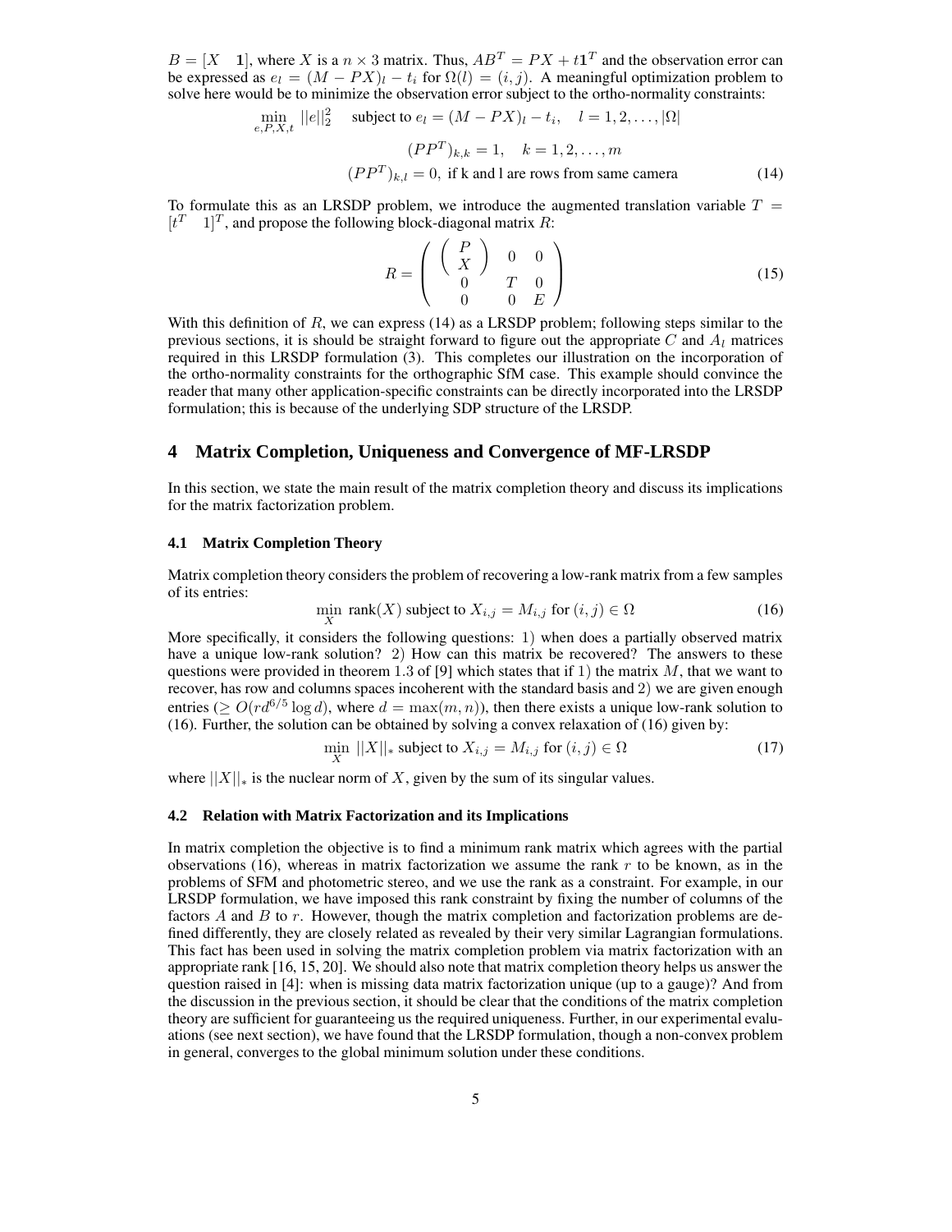$B = [X \quad \mathbf{1}]$, where $X$ is a $n \times 3$ matrix. Thus, $AB^T = PX + t\mathbf{1}^T$ and the observation error can be expressed as $e_l = (M - PX)_l - t_i$ for $\Omega(l) = (i, j)$. A meaningful optimization problem to solve here would be to minimize the observation error subject to the ortho-normality constraints:

$$
\begin{aligned}
\min_{e,P,X,t} \; ||e||_2^2 \quad & \text{subject to } e_l = (M - PX)_l - t_i, \quad l = 1, 2, \ldots, |\Omega| \\
& (PP^T)_{k,k} = 1, \quad k = 1, 2, \ldots, m \\
& (PP^T)_{k,l} = 0, \text{ if k and l are rows from same camera}
\end{aligned}
\tag{14}
$$

To formulate this as an LRSDP problem, we introduce the augmented translation variable $T = [t^T \quad 1]^T$, and propose the following block-diagonal matrix $R$:

$$
R = \begin{pmatrix} \begin{pmatrix} P \\ X \end{pmatrix} & 0 & 0 \\ 0 & T & 0 \\ 0 & 0 & E \end{pmatrix}
\tag{15}
$$

With this definition of $R$, we can express (14) as a LRSDP problem; following steps similar to the previous sections, it is should be straight forward to figure out the appropriate $C$ and $A_l$ matrices required in this LRSDP formulation (3). This completes our illustration on the incorporation of the ortho-normality constraints for the orthographic SfM case. This example should convince the reader that many other application-specific constraints can be directly incorporated into the LRSDP formulation; this is because of the underlying SDP structure of the LRSDP.

## 4 Matrix Completion, Uniqueness and Convergence of MF-LRSDP

In this section, we state the main result of the matrix completion theory and discuss its implications for the matrix factorization problem.

### 4.1 Matrix Completion Theory

Matrix completion theory considers the problem of recovering a low-rank matrix from a few samples of its entries:

$$
\min_X \; \text{rank}(X) \text{ subject to } X_{i,j} = M_{i,j} \text{ for } (i, j) \in \Omega
\tag{16}
$$

More specifically, it considers the following questions: 1) when does a partially observed matrix have a unique low-rank solution? 2) How can this matrix be recovered? The answers to these questions were provided in theorem 1.3 of [9] which states that if 1) the matrix $M$, that we want to recover, has row and columns spaces incoherent with the standard basis and 2) we are given enough entries ($\geq O(rd^{6/5} \log d)$, where $d = \max(m, n)$), then there exists a unique low-rank solution to (16). Further, the solution can be obtained by solving a convex relaxation of (16) given by:

$$
\min_X \; ||X||_* \text{ subject to } X_{i,j} = M_{i,j} \text{ for } (i, j) \in \Omega
\tag{17}
$$

where $||X||_*$ is the nuclear norm of $X$, given by the sum of its singular values.

### 4.2 Relation with Matrix Factorization and its Implications

In matrix completion the objective is to find a minimum rank matrix which agrees with the partial observations (16), whereas in matrix factorization we assume the rank $r$ to be known, as in the problems of SFM and photometric stereo, and we use the rank as a constraint. For example, in our LRSDP formulation, we have imposed this rank constraint by fixing the number of columns of the factors $A$ and $B$ to $r$. However, though the matrix completion and factorization problems are defined differently, they are closely related as revealed by their very similar Lagrangian formulations. This fact has been used in solving the matrix completion problem via matrix factorization with an appropriate rank [16, 15, 20]. We should also note that matrix completion theory helps us answer the question raised in [4]: when is missing data matrix factorization unique (up to a gauge)? And from the discussion in the previous section, it should be clear that the conditions of the matrix completion theory are sufficient for guaranteeing us the required uniqueness. Further, in our experimental evaluations (see next section), we have found that the LRSDP formulation, though a non-convex problem in general, converges to the global minimum solution under these conditions.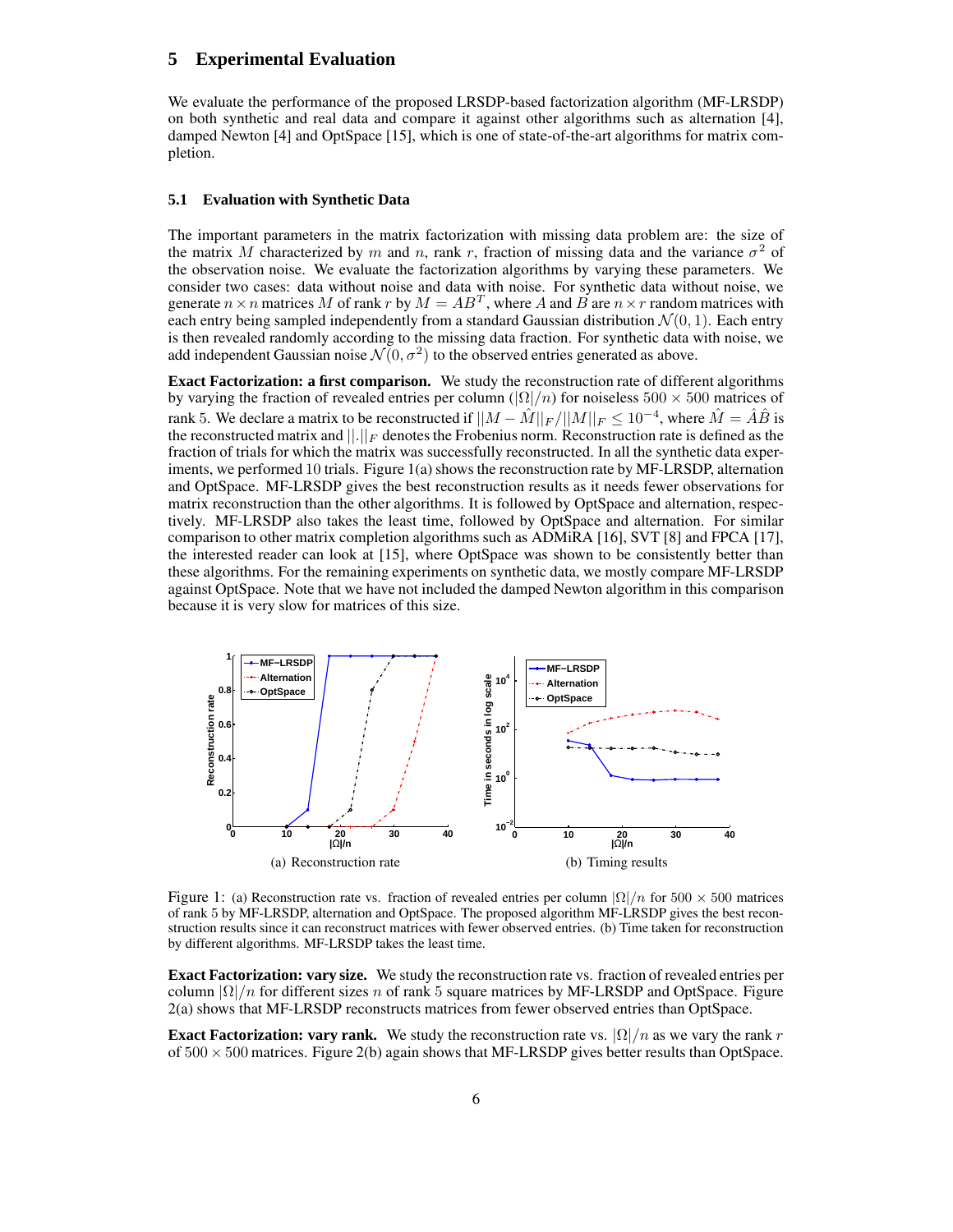## 5 Experimental Evaluation

We evaluate the performance of the proposed LRSDP-based factorization algorithm (MF-LRSDP) on both synthetic and real data and compare it against other algorithms such as alternation [4], damped Newton [4] and OptSpace [15], which is one of state-of-the-art algorithms for matrix completion.

### 5.1 Evaluation with Synthetic Data

The important parameters in the matrix factorization with missing data problem are: the size of the matrix $M$ characterized by $m$ and $n$, rank $r$, fraction of missing data and the variance $\sigma^2$ of the observation noise. We evaluate the factorization algorithms by varying these parameters. We consider two cases: data without noise and data with noise. For synthetic data without noise, we generate $n \times n$ matrices $M$ of rank $r$ by $M = AB^T$, where $A$ and $B$ are $n \times r$ random matrices with each entry being sampled independently from a standard Gaussian distribution $\mathcal{N}(0, 1)$. Each entry is then revealed randomly according to the missing data fraction. For synthetic data with noise, we add independent Gaussian noise $\mathcal{N}(0, \sigma^2)$ to the observed entries generated as above.

**Exact Factorization: a first comparison.** We study the reconstruction rate of different algorithms by varying the fraction of revealed entries per column ($|\Omega|/n$) for noiseless $500 \times 500$ matrices of rank 5. We declare a matrix to be reconstructed if $||M - \hat{M}||_F / ||M||_F \leq 10^{-4}$, where $\hat{M} = \hat{A}\hat{B}$ is the reconstructed matrix and $||.||_F$ denotes the Frobenius norm. Reconstruction rate is defined as the fraction of trials for which the matrix was successfully reconstructed. In all the synthetic data experiments, we performed 10 trials. Figure 1(a) shows the reconstruction rate by MF-LRSDP, alternation and OptSpace. MF-LRSDP gives the best reconstruction results as it needs fewer observations for matrix reconstruction than the other algorithms. It is followed by OptSpace and alternation, respectively. MF-LRSDP also takes the least time, followed by OptSpace and alternation. For similar comparison to other matrix completion algorithms such as ADMiRA [16], SVT [8] and FPCA [17], the interested reader can look at [15], where OptSpace was shown to be consistently better than these algorithms. For the remaining experiments on synthetic data, we mostly compare MF-LRSDP against OptSpace. Note that we have not included the damped Newton algorithm in this comparison because it is very slow for matrices of this size.

(a) Reconstruction rate

(b) Timing results

Figure 1: (a) Reconstruction rate vs. fraction of revealed entries per column $|\Omega|/n$ for $500 \times 500$ matrices of rank 5 by MF-LRSDP, alternation and OptSpace. The proposed algorithm MF-LRSDP gives the best reconstruction results since it can reconstruct matrices with fewer observed entries. (b) Time taken for reconstruction by different algorithms. MF-LRSDP takes the least time.

**Exact Factorization: vary size.** We study the reconstruction rate vs. fraction of revealed entries per column $|\Omega|/n$ for different sizes $n$ of rank 5 square matrices by MF-LRSDP and OptSpace. Figure 2(a) shows that MF-LRSDP reconstructs matrices from fewer observed entries than OptSpace.

**Exact Factorization: vary rank.** We study the reconstruction rate vs. $|\Omega|/n$ as we vary the rank $r$ of $500 \times 500$ matrices. Figure 2(b) again shows that MF-LRSDP gives better results than OptSpace.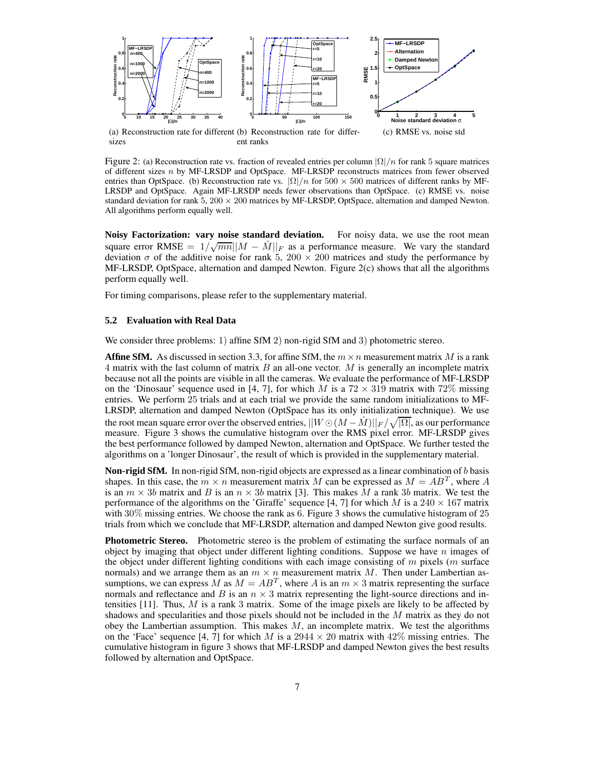(a) Reconstruction rate for different sizes

(b) Reconstruction rate for different ranks

(c) RMSE vs. noise std

Figure 2: (a) Reconstruction rate vs. fraction of revealed entries per column $|\Omega|/n$ for rank 5 square matrices of different sizes $n$ by MF-LRSDP and OptSpace. MF-LRSDP reconstructs matrices from fewer observed entries than OptSpace. (b) Reconstruction rate vs. $|\Omega|/n$ for $500 \times 500$ matrices of different ranks by MF-LRSDP and OptSpace. Again MF-LRSDP needs fewer observations than OptSpace. (c) RMSE vs. noise standard deviation for rank 5, $200 \times 200$ matrices by MF-LRSDP, OptSpace, alternation and damped Newton. All algorithms perform equally well.

**Noisy Factorization: vary noise standard deviation.** For noisy data, we use the root mean square error RMSE $= 1/\sqrt{mn}||M - \hat{M}||_F$ as a performance measure. We vary the standard deviation $\sigma$ of the additive noise for rank 5, $200 \times 200$ matrices and study the performance by MF-LRSDP, OptSpace, alternation and damped Newton. Figure 2(c) shows that all the algorithms perform equally well.

For timing comparisons, please refer to the supplementary material.

### 5.2 Evaluation with Real Data

We consider three problems: 1) affine SfM 2) non-rigid SfM and 3) photometric stereo.

**Affine SfM.** As discussed in section 3.3, for affine SfM, the $m \times n$ measurement matrix $M$ is a rank 4 matrix with the last column of matrix $B$ an all-one vector. $M$ is generally an incomplete matrix because not all the points are visible in all the cameras. We evaluate the performance of MF-LRSDP on the 'Dinosaur' sequence used in [4, 7], for which $M$ is a $72 \times 319$ matrix with 72% missing entries. We perform 25 trials and at each trial we provide the same random initializations to MF-LRSDP, alternation and damped Newton (OptSpace has its only initialization technique). We use the root mean square error over the observed entries, $||W \odot (M - \hat{M})||_F/\sqrt{|\Omega|}$, as our performance measure. Figure 3 shows the cumulative histogram over the RMS pixel error. MF-LRSDP gives the best performance followed by damped Newton, alternation and OptSpace. We further tested the algorithms on a 'longer Dinosaur', the result of which is provided in the supplementary material.

**Non-rigid SfM.** In non-rigid SfM, non-rigid objects are expressed as a linear combination of $b$ basis shapes. In this case, the $m \times n$ measurement matrix $M$ can be expressed as $M = AB^T$, where $A$ is an $m \times 3b$ matrix and $B$ is an $n \times 3b$ matrix [3]. This makes $M$ a rank $3b$ matrix. We test the performance of the algorithms on the 'Giraffe' sequence [4, 7] for which $M$ is a $240 \times 167$ matrix with 30% missing entries. We choose the rank as 6. Figure 3 shows the cumulative histogram of 25 trials from which we conclude that MF-LRSDP, alternation and damped Newton give good results.

**Photometric Stereo.** Photometric stereo is the problem of estimating the surface normals of an object by imaging that object under different lighting conditions. Suppose we have $n$ images of the object under different lighting conditions with each image consisting of $m$ pixels ($m$ surface normals) and we arrange them as an $m \times n$ measurement matrix $M$. Then under Lambertian assumptions, we can express $M$ as $M = AB^T$, where $A$ is an $m \times 3$ matrix representing the surface normals and reflectance and $B$ is an $n \times 3$ matrix representing the light-source directions and intensities [11]. Thus, $M$ is a rank 3 matrix. Some of the image pixels are likely to be affected by shadows and specularities and those pixels should not be included in the $M$ matrix as they do not obey the Lambertian assumption. This makes $M$, an incomplete matrix. We test the algorithms on the 'Face' sequence [4, 7] for which $M$ is a $2944 \times 20$ matrix with 42% missing entries. The cumulative histogram in figure 3 shows that MF-LRSDP and damped Newton gives the best results followed by alternation and OptSpace.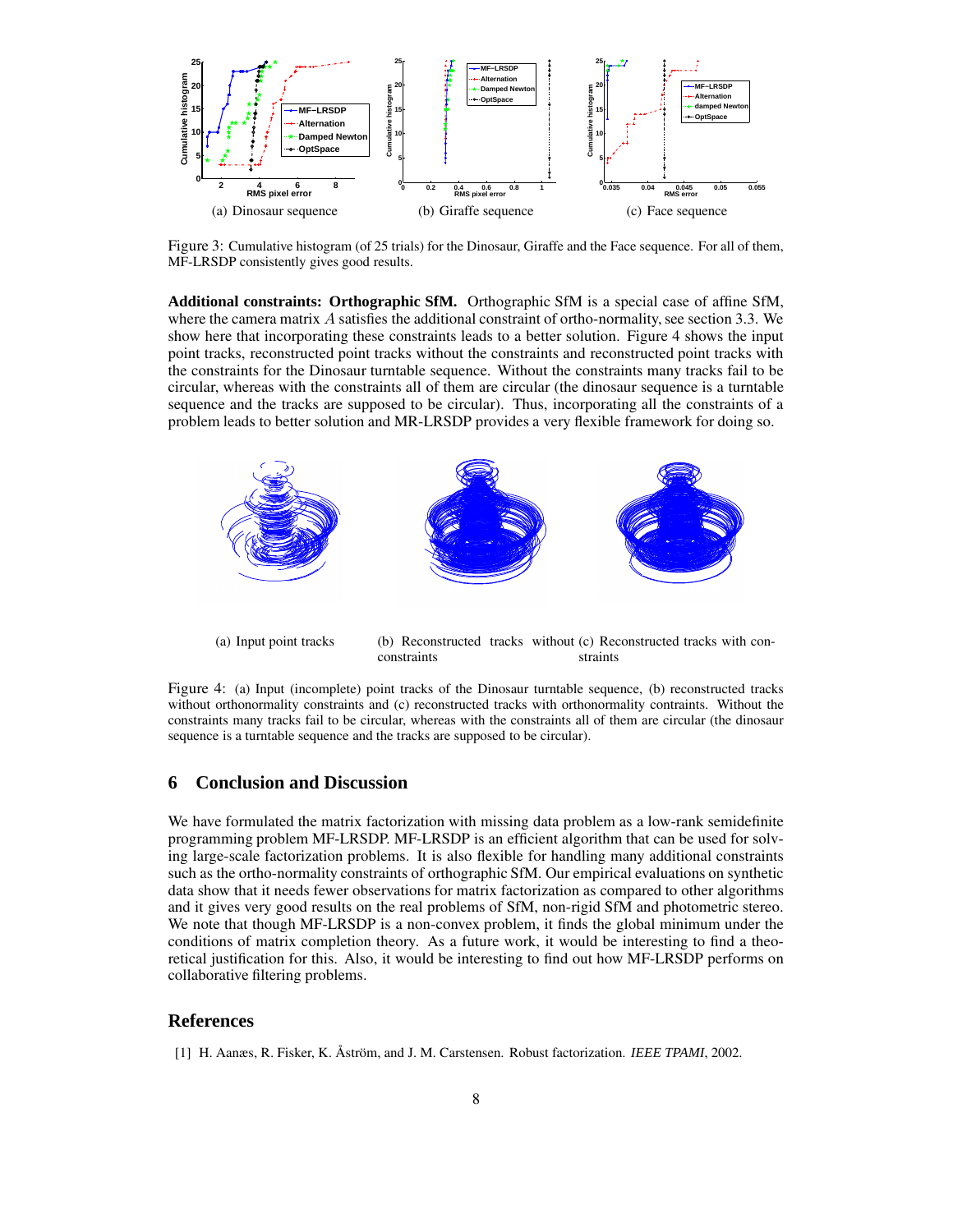(a) Dinosaur sequence (b) Giraffe sequence (c) Face sequence

Figure 3: Cumulative histogram (of 25 trials) for the Dinosaur, Giraffe and the Face sequence. For all of them, MF-LRSDP consistently gives good results.

**Additional constraints: Orthographic SfM.** Orthographic SfM is a special case of affine SfM, where the camera matrix $A$ satisfies the additional constraint of ortho-normality, see section 3.3. We show here that incorporating these constraints leads to a better solution. Figure 4 shows the input point tracks, reconstructed point tracks without the constraints and reconstructed point tracks with the constraints for the Dinosaur turntable sequence. Without the constraints many tracks fail to be circular, whereas with the constraints all of them are circular (the dinosaur sequence is a turntable sequence and the tracks are supposed to be circular). Thus, incorporating all the constraints of a problem leads to better solution and MR-LRSDP provides a very flexible framework for doing so.

(a) Input point tracks (b) Reconstructed tracks without constraints (c) Reconstructed tracks with constraints

Figure 4: (a) Input (incomplete) point tracks of the Dinosaur turntable sequence, (b) reconstructed tracks without orthonormality constraints and (c) reconstructed tracks with orthonormality contraints. Without the constraints many tracks fail to be circular, whereas with the constraints all of them are circular (the dinosaur sequence is a turntable sequence and the tracks are supposed to be circular).

## 6 Conclusion and Discussion

We have formulated the matrix factorization with missing data problem as a low-rank semidefinite programming problem MF-LRSDP. MF-LRSDP is an efficient algorithm that can be used for solving large-scale factorization problems. It is also flexible for handling many additional constraints such as the ortho-normality constraints of orthographic SfM. Our empirical evaluations on synthetic data show that it needs fewer observations for matrix factorization as compared to other algorithms and it gives very good results on the real problems of SfM, non-rigid SfM and photometric stereo. We note that though MF-LRSDP is a non-convex problem, it finds the global minimum under the conditions of matrix completion theory. As a future work, it would be interesting to find a theoretical justification for this. Also, it would be interesting to find out how MF-LRSDP performs on collaborative filtering problems.

## References

[1] H. Aanæs, R. Fisker, K. Åström, and J. M. Carstensen. Robust factorization. *IEEE TPAMI*, 2002.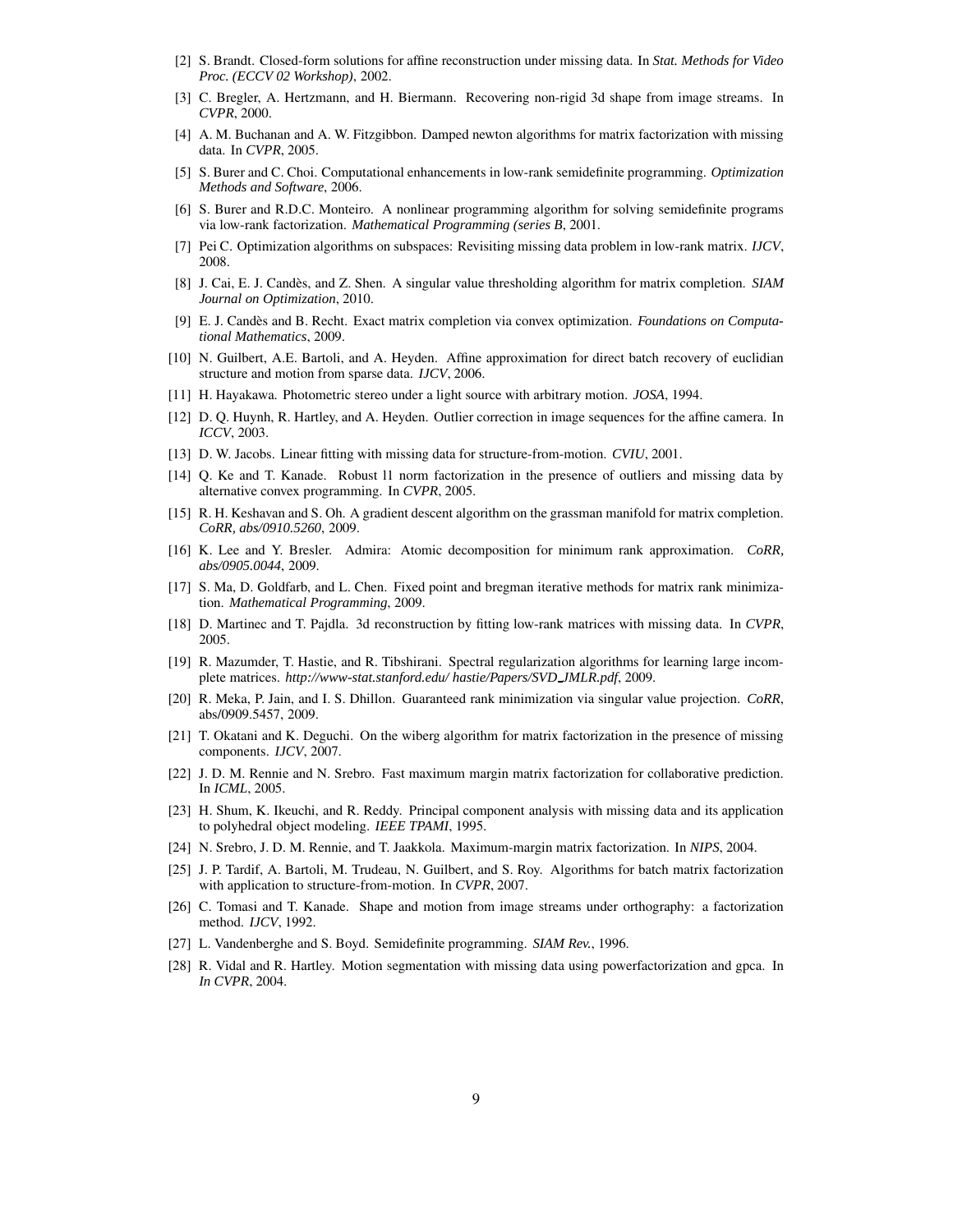[2] S. Brandt. Closed-form solutions for affine reconstruction under missing data. In *Stat. Methods for Video Proc. (ECCV 02 Workshop)*, 2002.

[3] C. Bregler, A. Hertzmann, and H. Biermann. Recovering non-rigid 3d shape from image streams. In *CVPR*, 2000.

[4] A. M. Buchanan and A. W. Fitzgibbon. Damped newton algorithms for matrix factorization with missing data. In *CVPR*, 2005.

[5] S. Burer and C. Choi. Computational enhancements in low-rank semidefinite programming. *Optimization Methods and Software*, 2006.

[6] S. Burer and R.D.C. Monteiro. A nonlinear programming algorithm for solving semidefinite programs via low-rank factorization. *Mathematical Programming (series B*, 2001.

[7] Pei C. Optimization algorithms on subspaces: Revisiting missing data problem in low-rank matrix. *IJCV*, 2008.

[8] J. Cai, E. J. Candès, and Z. Shen. A singular value thresholding algorithm for matrix completion. *SIAM Journal on Optimization*, 2010.

[9] E. J. Candès and B. Recht. Exact matrix completion via convex optimization. *Foundations on Computational Mathematics*, 2009.

[10] N. Guilbert, A.E. Bartoli, and A. Heyden. Affine approximation for direct batch recovery of euclidian structure and motion from sparse data. *IJCV*, 2006.

[11] H. Hayakawa. Photometric stereo under a light source with arbitrary motion. *JOSA*, 1994.

[12] D. Q. Huynh, R. Hartley, and A. Heyden. Outlier correction in image sequences for the affine camera. In *ICCV*, 2003.

[13] D. W. Jacobs. Linear fitting with missing data for structure-from-motion. *CVIU*, 2001.

[14] Q. Ke and T. Kanade. Robust l1 norm factorization in the presence of outliers and missing data by alternative convex programming. In *CVPR*, 2005.

[15] R. H. Keshavan and S. Oh. A gradient descent algorithm on the grassman manifold for matrix completion. *CoRR, abs/0910.5260*, 2009.

[16] K. Lee and Y. Bresler. Admira: Atomic decomposition for minimum rank approximation. *CoRR, abs/0905.0044*, 2009.

[17] S. Ma, D. Goldfarb, and L. Chen. Fixed point and bregman iterative methods for matrix rank minimization. *Mathematical Programming*, 2009.

[18] D. Martinec and T. Pajdla. 3d reconstruction by fitting low-rank matrices with missing data. In *CVPR*, 2005.

[19] R. Mazumder, T. Hastie, and R. Tibshirani. Spectral regularization algorithms for learning large incomplete matrices. *http://www-stat.stanford.edu/ hastie/Papers/SVD_JMLR.pdf*, 2009.

[20] R. Meka, P. Jain, and I. S. Dhillon. Guaranteed rank minimization via singular value projection. *CoRR*, abs/0909.5457, 2009.

[21] T. Okatani and K. Deguchi. On the wiberg algorithm for matrix factorization in the presence of missing components. *IJCV*, 2007.

[22] J. D. M. Rennie and N. Srebro. Fast maximum margin matrix factorization for collaborative prediction. In *ICML*, 2005.

[23] H. Shum, K. Ikeuchi, and R. Reddy. Principal component analysis with missing data and its application to polyhedral object modeling. *IEEE TPAMI*, 1995.

[24] N. Srebro, J. D. M. Rennie, and T. Jaakkola. Maximum-margin matrix factorization. In *NIPS*, 2004.

[25] J. P. Tardif, A. Bartoli, M. Trudeau, N. Guilbert, and S. Roy. Algorithms for batch matrix factorization with application to structure-from-motion. In *CVPR*, 2007.

[26] C. Tomasi and T. Kanade. Shape and motion from image streams under orthography: a factorization method. *IJCV*, 1992.

[27] L. Vandenberghe and S. Boyd. Semidefinite programming. *SIAM Rev.*, 1996.

[28] R. Vidal and R. Hartley. Motion segmentation with missing data using powerfactorization and gpca. In *In CVPR*, 2004.